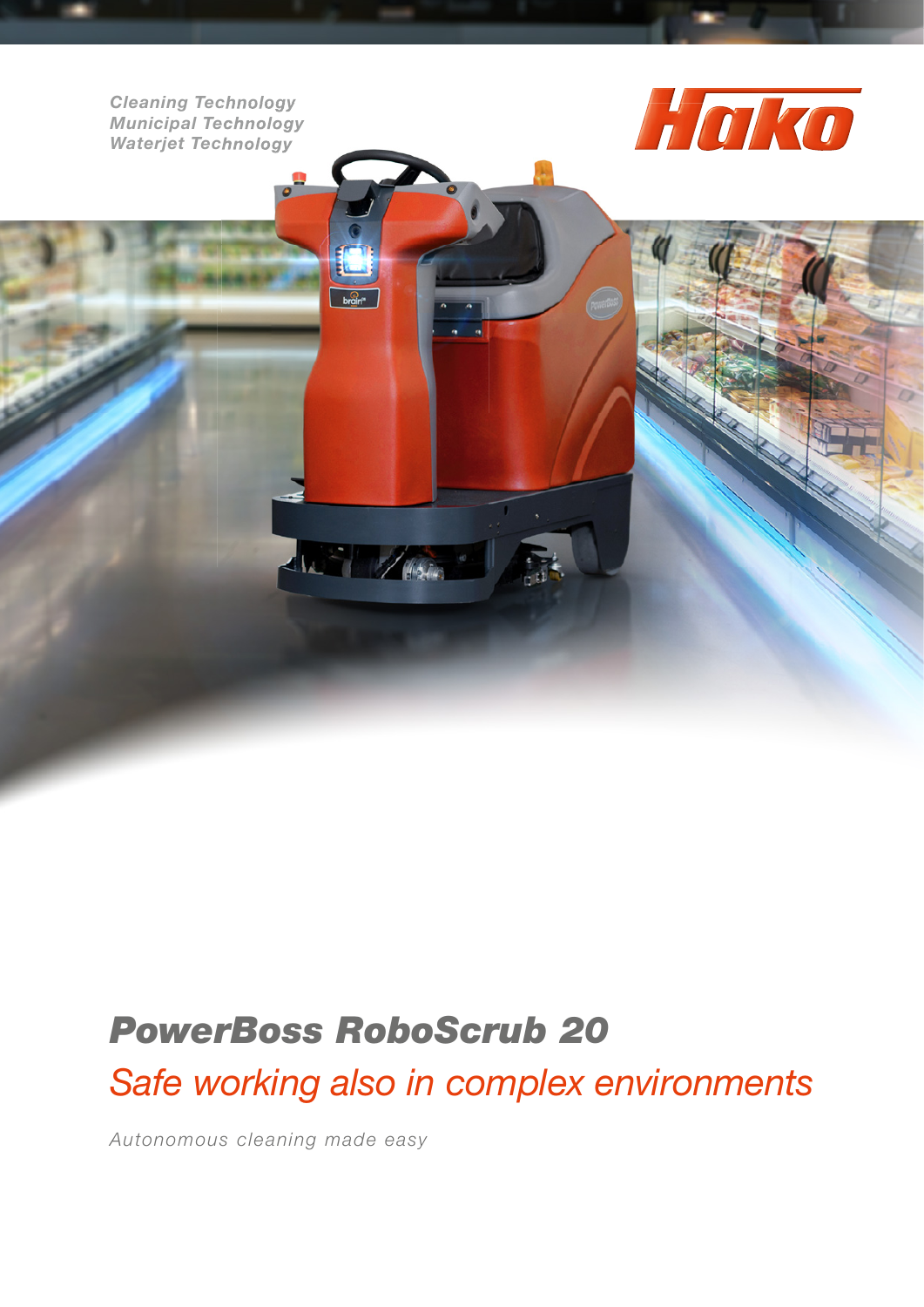*Cleaning Technology*
*Municipal Technology*
*Waterjet Technology*

Hako

# *PowerBoss RoboScrub 20*

## *Safe working also in complex environments*

*Autonomous cleaning made easy*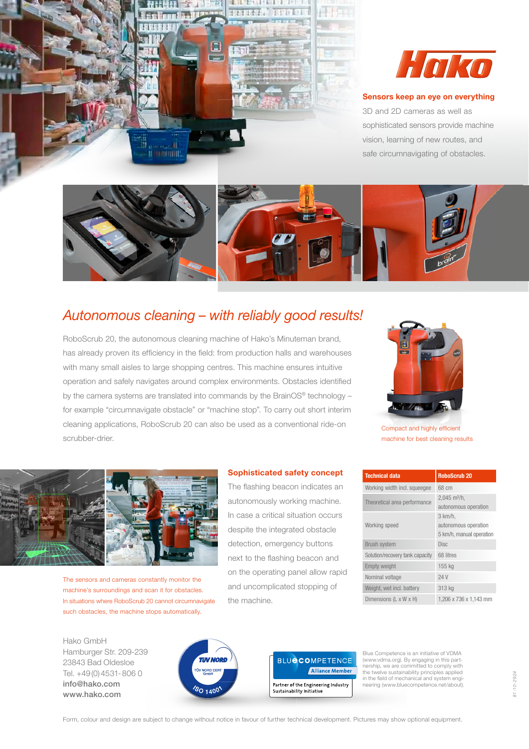## Sensors keep an eye on everything

3D and 2D cameras as well as sophisticated sensors provide machine vision, learning of new routes, and safe circumnavigating of obstacles.

# Autonomous cleaning – with reliably good results!

RoboScrub 20, the autonomous cleaning machine of Hako's Minuteman brand, has already proven its efficiency in the field: from production halls and warehouses with many small aisles to large shopping centres. This machine ensures intuitive operation and safely navigates around complex environments. Obstacles identified by the camera systems are translated into commands by the BrainOS® technology – for example "circumnavigate obstacle" or "machine stop". To carry out short interim cleaning applications, RoboScrub 20 can also be used as a conventional ride-on scrubber-drier.

Compact and highly efficient machine for best cleaning results

The sensors and cameras constantly monitor the machine's surroundings and scan it for obstacles. In situations where RoboScrub 20 cannot circumnavigate such obstacles, the machine stops automatically.

## Sophisticated safety concept

The flashing beacon indicates an autonomously working machine. In case a critical situation occurs despite the integrated obstacle detection, emergency buttons next to the flashing beacon and on the operating panel allow rapid and uncomplicated stopping of the machine.

| Technical data | RoboScrub 20 |
|---|---|
| Working width incl. squeegee | 68 cm |
| Theoretical area performance | 2,045 m²/h, autonomous operation |
| Working speed | 3 km/h, autonomous operation<br>5 km/h, manual operation |
| Brush system | Disc |
| Solution/recovery tank capacity | 68 litres |
| Empty weight | 155 kg |
| Nominal voltage | 24 V |
| Weight, wet incl. battery | 313 kg |
| Dimensions (L x W x H) | 1,206 x 736 x 1,143 mm |

Hako GmbH
Hamburger Str. 209-239
23843 Bad Oldesloe
Tel. +49(0)4531-806 0
**info@hako.com**
**www.hako.com**

TÜV NORD CERT GmbH – ISO 14001

BLUECOMPETENCE Alliance Member – Partner of the Engineering Industry Sustainability Initiative

Blue Competence is an initiative of VDMA (www.vdma.org). By engaging in this partnership, we are committed to comply with the twelve sustainability principles applied in the field of mechanical and system engineering (www.bluecompetence.net/about).

81-10-2924

Form, colour and design are subject to change without notice in favour of further technical development. Pictures may show optional equipment.